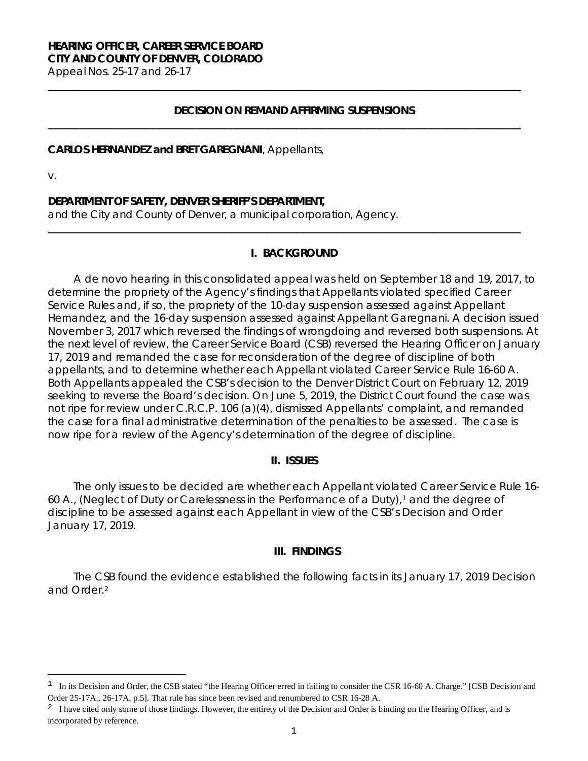**HEARING OFFICER, CAREER SERVICE BOARD**
**CITY AND COUNTY OF DENVER, COLORADO**
Appeal Nos. 25-17 and 26-17

---

**DECISION ON REMAND AFFIRMING SUSPENSIONS**

---

**CARLOS HERNANDEZ and BRET GAREGNANI**, Appellants,

v.

**DEPARTMENT OF SAFETY, DENVER SHERIFF'S DEPARTMENT,**
and the City and County of Denver, a municipal corporation, Agency.

---

## I. BACKGROUND

A de novo hearing in this consolidated appeal was held on September 18 and 19, 2017, to determine the propriety of the Agency's findings that Appellants violated specified Career Service Rules and, if so, the propriety of the 10-day suspension assessed against Appellant Hernandez, and the 16-day suspension assessed against Appellant Garegnani. A decision issued November 3, 2017 which reversed the findings of wrongdoing and reversed both suspensions. At the next level of review, the Career Service Board (CSB) reversed the Hearing Officer on January 17, 2019 and remanded the case for reconsideration of the degree of discipline of both appellants, and to determine whether each Appellant violated Career Service Rule 16-60 A. Both Appellants appealed the CSB's decision to the Denver District Court on February 12, 2019 seeking to reverse the Board's decision. On June 5, 2019, the District Court found the case was not ripe for review under C.R.C.P. 106 (a)(4), dismissed Appellants' complaint, and remanded the case for a final administrative determination of the penalties to be assessed. The case is now ripe for a review of the Agency's determination of the degree of discipline.

## II. ISSUES

The only issues to be decided are whether each Appellant violated Career Service Rule 16-60 A., (Neglect of Duty or Carelessness in the Performance of a Duty),[1] and the degree of discipline to be assessed against each Appellant in view of the CSB's Decision and Order January 17, 2019.

## III. FINDINGS

The CSB found the evidence established the following facts in its January 17, 2019 Decision and Order.[2]

---

[1] In its Decision and Order, the CSB stated "the Hearing Officer erred in failing to consider the CSR 16-60 A. Charge." [CSB Decision and Order 25-17A., 26-17A, p.5]. That rule has since been revised and renumbered to CSR 16-28 A.

[2] I have cited only some of those findings. However, the entirety of the Decision and Order is binding on the Hearing Officer, and is incorporated by reference.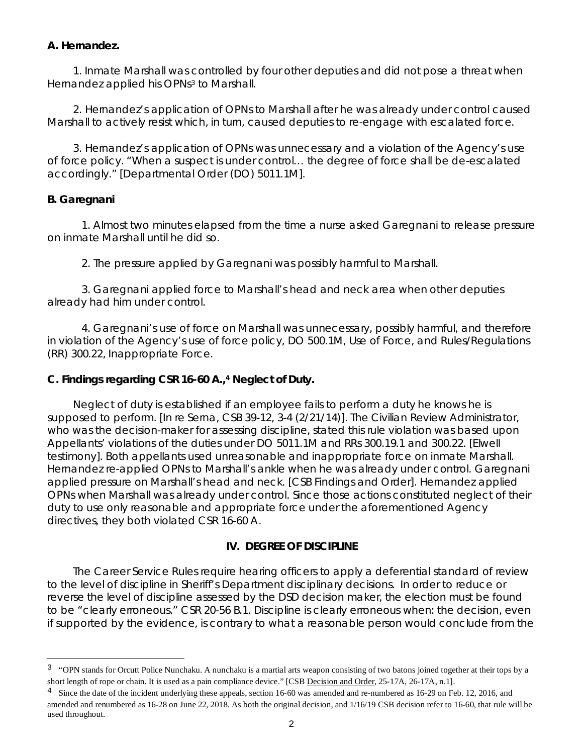**A. Hernandez.**

1. Inmate Marshall was controlled by four other deputies and did not pose a threat when Hernandez applied his OPNs[3] to Marshall.

2. Hernandez's application of OPNs to Marshall after he was already under control caused Marshall to actively resist which, in turn, caused deputies to re-engage with escalated force.

3. Hernandez's application of OPNs was unnecessary and a violation of the Agency's use of force policy. "When a suspect is under control… the degree of force shall be de-escalated accordingly." [Departmental Order (DO) 5011.1M].

**B. Garegnani**

1. Almost two minutes elapsed from the time a nurse asked Garegnani to release pressure on inmate Marshall until he did so.

2. The pressure applied by Garegnani was possibly harmful to Marshall.

3. Garegnani applied force to Marshall's head and neck area when other deputies already had him under control.

4. Garegnani's use of force on Marshall was unnecessary, possibly harmful, and therefore in violation of the Agency's use of force policy, DO 500.1M, Use of Force, and Rules/Regulations (RR) 300.22, Inappropriate Force.

**C. Findings regarding CSR 16-60 A.,[4] Neglect of Duty.**

Neglect of duty is established if an employee fails to perform a duty he knows he is supposed to perform. [In re Serna, CSB 39-12, 3-4 (2/21/14)]. The Civilian Review Administrator, who was the decision-maker for assessing discipline, stated this rule violation was based upon Appellants' violations of the duties under DO 5011.1M and RRs 300.19.1 and 300.22. [Elwell testimony]. Both appellants used unreasonable and inappropriate force on inmate Marshall. Hernandez re-applied OPNs to Marshall's ankle when he was already under control. Garegnani applied pressure on Marshall's head and neck. [CSB Findings and Order]. Hernandez applied OPNs when Marshall was already under control. Since those actions constituted neglect of their duty to use only reasonable and appropriate force under the aforementioned Agency directives, they both violated CSR 16-60 A.

## IV. DEGREE OF DISCIPLINE

The Career Service Rules require hearing officers to apply a deferential standard of review to the level of discipline in Sheriff's Department disciplinary decisions. In order to reduce or reverse the level of discipline assessed by the DSD decision maker, the election must be found to be "clearly erroneous." CSR 20-56 B.1. Discipline is clearly erroneous when: the decision, even if supported by the evidence, is contrary to what a reasonable person would conclude from the

---

[3] "OPN stands for Orcutt Police Nunchaku. A nunchaku is a martial arts weapon consisting of two batons joined together at their tops by a short length of rope or chain. It is used as a pain compliance device." [CSB Decision and Order, 25-17A, 26-17A, n.1].

[4] Since the date of the incident underlying these appeals, section 16-60 was amended and re-numbered as 16-29 on Feb. 12, 2016, and amended and renumbered as 16-28 on June 22, 2018. As both the original decision, and 1/16/19 CSB decision refer to 16-60, that rule will be used throughout.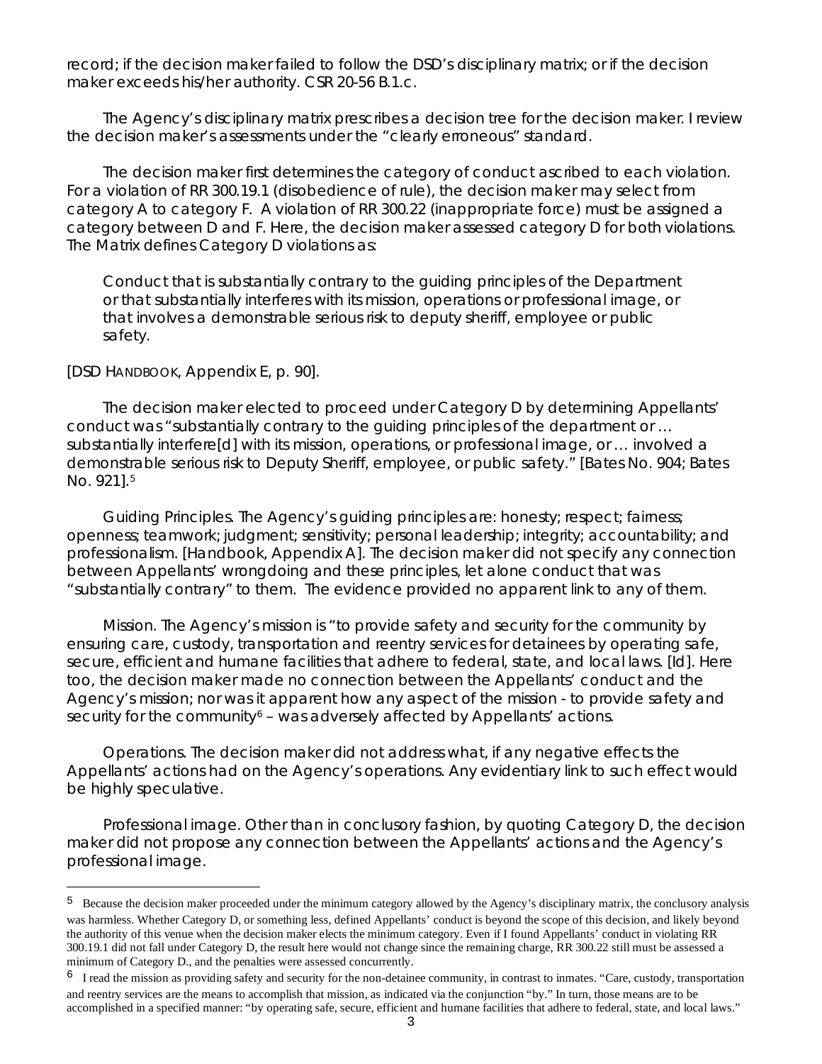record; if the decision maker failed to follow the DSD's disciplinary matrix; or if the decision maker exceeds his/her authority. CSR 20-56 B.1.c.

The Agency's disciplinary matrix prescribes a decision tree for the decision maker. I review the decision maker's assessments under the "clearly erroneous" standard.

The decision maker first determines the category of conduct ascribed to each violation. For a violation of RR 300.19.1 (disobedience of rule), the decision maker may select from category A to category F. A violation of RR 300.22 (inappropriate force) must be assigned a category between D and F. Here, the decision maker assessed category D for both violations. The Matrix defines Category D violations as:

> Conduct that is substantially contrary to the guiding principles of the Department or that substantially interferes with its mission, operations or professional image, or that involves a demonstrable serious risk to deputy sheriff, employee or public safety.

[DSD HANDBOOK, Appendix E, p. 90].

The decision maker elected to proceed under Category D by determining Appellants' conduct was "substantially contrary to the guiding principles of the department or … substantially interfere[d] with its mission, operations, or professional image, or … involved a demonstrable serious risk to Deputy Sheriff, employee, or public safety." [Bates No. 904; Bates No. 921].[5]

Guiding Principles. The Agency's guiding principles are: honesty; respect; fairness; openness; teamwork; judgment; sensitivity; personal leadership; integrity; accountability; and professionalism. [Handbook, Appendix A]. The decision maker did not specify any connection between Appellants' wrongdoing and these principles, let alone conduct that was "substantially contrary" to them. The evidence provided no apparent link to any of them.

Mission. The Agency's mission is "to provide safety and security for the community by ensuring care, custody, transportation and reentry services for detainees by operating safe, secure, efficient and humane facilities that adhere to federal, state, and local laws. [Id]. Here too, the decision maker made no connection between the Appellants' conduct and the Agency's mission; nor was it apparent how any aspect of the mission - to provide safety and security for the community[6] – was adversely affected by Appellants' actions.

Operations. The decision maker did not address what, if any negative effects the Appellants' actions had on the Agency's operations. Any evidentiary link to such effect would be highly speculative.

Professional image. Other than in conclusory fashion, by quoting Category D, the decision maker did not propose any connection between the Appellants' actions and the Agency's professional image.

---

[5] Because the decision maker proceeded under the minimum category allowed by the Agency's disciplinary matrix, the conclusory analysis was harmless. Whether Category D, or something less, defined Appellants' conduct is beyond the scope of this decision, and likely beyond the authority of this venue when the decision maker elects the minimum category. Even if I found Appellants' conduct in violating RR 300.19.1 did not fall under Category D, the result here would not change since the remaining charge, RR 300.22 still must be assessed a minimum of Category D., and the penalties were assessed concurrently.

[6] I read the mission as providing safety and security for the non-detainee community, in contrast to inmates. "Care, custody, transportation and reentry services are the means to accomplish that mission, as indicated via the conjunction "by." In turn, those means are to be accomplished in a specified manner: "by operating safe, secure, efficient and humane facilities that adhere to federal, state, and local laws."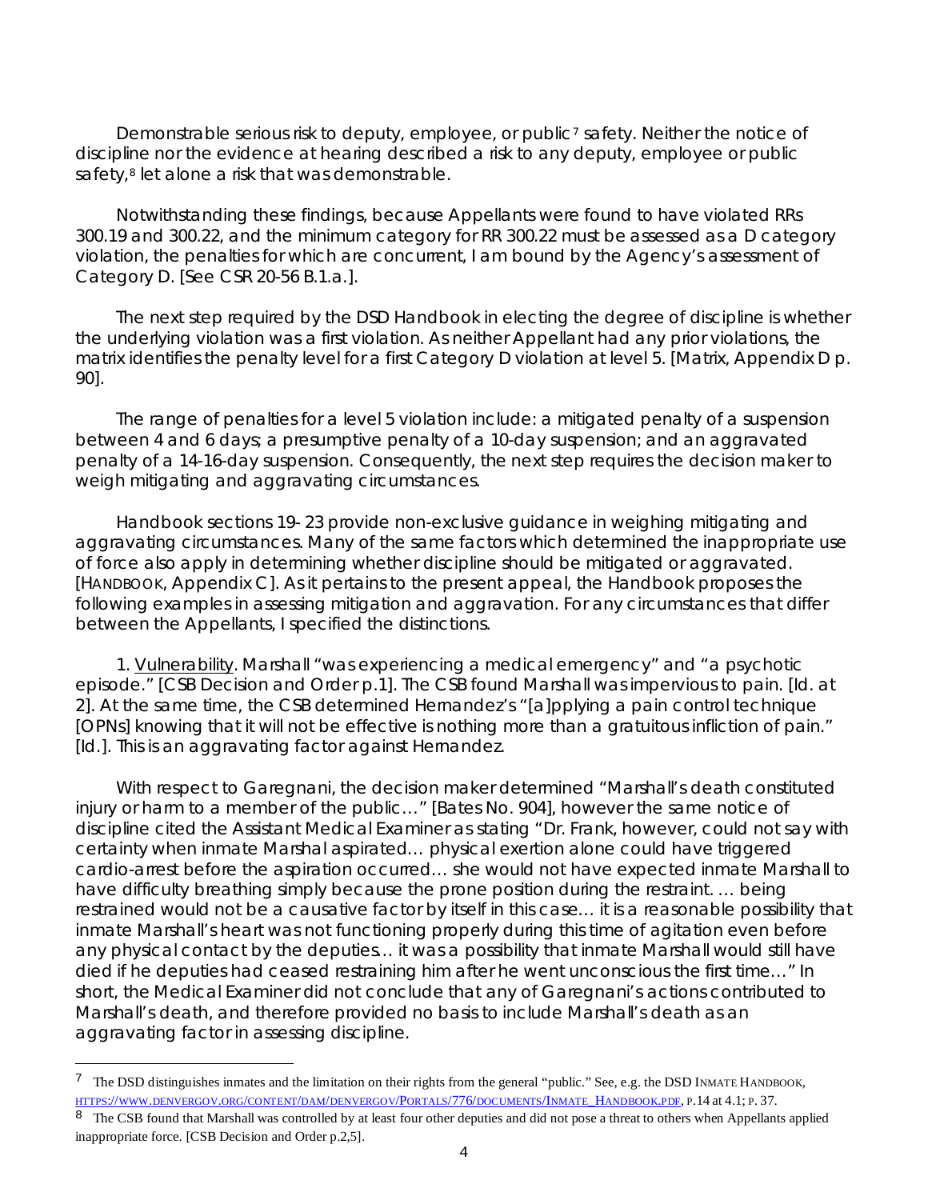Demonstrable serious risk to deputy, employee, or public[7] safety. Neither the notice of discipline nor the evidence at hearing described a risk to any deputy, employee or public safety,[8] let alone a risk that was demonstrable.

Notwithstanding these findings, because Appellants were found to have violated RRs 300.19 and 300.22, and the minimum category for RR 300.22 must be assessed as a D category violation, the penalties for which are concurrent, I am bound by the Agency's assessment of Category D. [See CSR 20-56 B.1.a.].

The next step required by the DSD Handbook in electing the degree of discipline is whether the underlying violation was a first violation. As neither Appellant had any prior violations, the matrix identifies the penalty level for a first Category D violation at level 5. [Matrix, Appendix D p. 90].

The range of penalties for a level 5 violation include: a mitigated penalty of a suspension between 4 and 6 days; a presumptive penalty of a 10-day suspension; and an aggravated penalty of a 14-16-day suspension. Consequently, the next step requires the decision maker to weigh mitigating and aggravating circumstances.

Handbook sections 19- 23 provide non-exclusive guidance in weighing mitigating and aggravating circumstances. Many of the same factors which determined the inappropriate use of force also apply in determining whether discipline should be mitigated or aggravated. [HANDBOOK, Appendix C]. As it pertains to the present appeal, the Handbook proposes the following examples in assessing mitigation and aggravation. For any circumstances that differ between the Appellants, I specified the distinctions.

1. Vulnerability. Marshall "was experiencing a medical emergency" and "a psychotic episode." [CSB Decision and Order p.1]. The CSB found Marshall was impervious to pain. [Id. at 2]. At the same time, the CSB determined Hernandez's "[a]pplying a pain control technique [OPNs] knowing that it will not be effective is nothing more than a gratuitous infliction of pain." [Id.]. This is an aggravating factor against Hernandez.

With respect to Garegnani, the decision maker determined "Marshall's death constituted injury or harm to a member of the public…" [Bates No. 904], however the same notice of discipline cited the Assistant Medical Examiner as stating "Dr. Frank, however, could not say with certainty when inmate Marshal aspirated… physical exertion alone could have triggered cardio-arrest before the aspiration occurred… she would not have expected inmate Marshall to have difficulty breathing simply because the prone position during the restraint. … being restrained would not be a causative factor by itself in this case… it is a reasonable possibility that inmate Marshall's heart was not functioning properly during this time of agitation even before any physical contact by the deputies… it was a possibility that inmate Marshall would still have died if he deputies had ceased restraining him after he went unconscious the first time…" In short, the Medical Examiner did not conclude that any of Garegnani's actions contributed to Marshall's death, and therefore provided no basis to include Marshall's death as an aggravating factor in assessing discipline.

---

[7] The DSD distinguishes inmates and the limitation on their rights from the general "public." See, e.g. the DSD INMATE HANDBOOK, HTTPS://WWW.DENVERGOV.ORG/CONTENT/DAM/DENVERGOV/PORTALS/776/DOCUMENTS/INMATE_HANDBOOK.PDF, P.14 at 4.1; P. 37.

[8] The CSB found that Marshall was controlled by at least four other deputies and did not pose a threat to others when Appellants applied inappropriate force. [CSB Decision and Order p.2,5].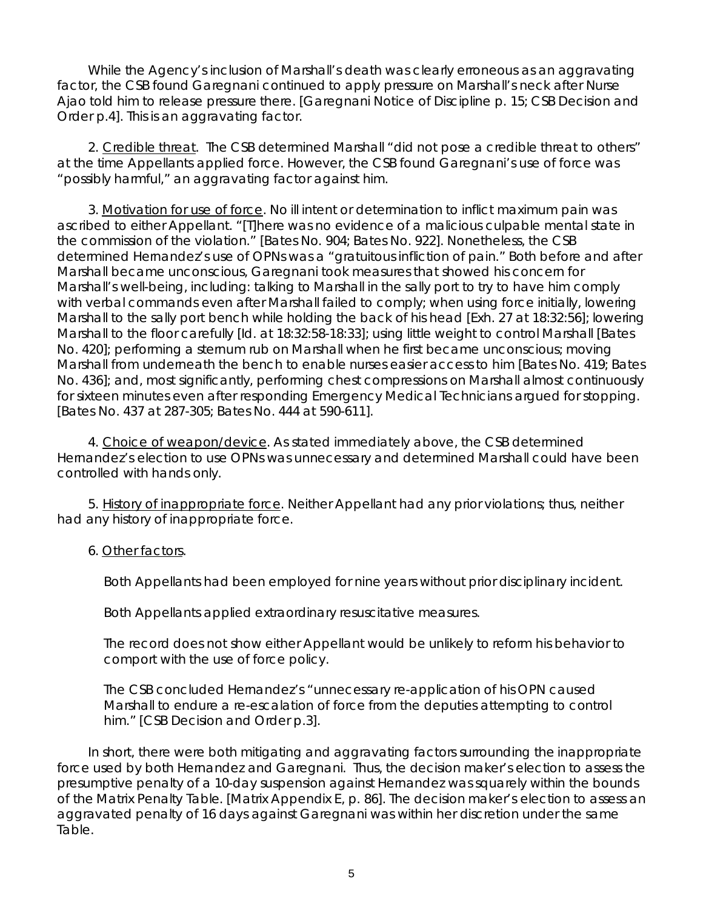While the Agency's inclusion of Marshall's death was clearly erroneous as an aggravating factor, the CSB found Garegnani continued to apply pressure on Marshall's neck after Nurse Ajao told him to release pressure there. [Garegnani Notice of Discipline p. 15; CSB Decision and Order p.4]. This is an aggravating factor.

2. Credible threat. The CSB determined Marshall "did not pose a credible threat to others" at the time Appellants applied force. However, the CSB found Garegnani's use of force was "possibly harmful," an aggravating factor against him.

3. Motivation for use of force. No ill intent or determination to inflict maximum pain was ascribed to either Appellant. "[T]here was no evidence of a malicious culpable mental state in the commission of the violation." [Bates No. 904; Bates No. 922]. Nonetheless, the CSB determined Hernandez's use of OPNs was a "gratuitous infliction of pain." Both before and after Marshall became unconscious, Garegnani took measures that showed his concern for Marshall's well-being, including: talking to Marshall in the sally port to try to have him comply with verbal commands even after Marshall failed to comply; when using force initially, lowering Marshall to the sally port bench while holding the back of his head [Exh. 27 at 18:32:56]; lowering Marshall to the floor carefully [Id. at 18:32:58-18:33]; using little weight to control Marshall [Bates No. 420]; performing a sternum rub on Marshall when he first became unconscious; moving Marshall from underneath the bench to enable nurses easier access to him [Bates No. 419; Bates No. 436]; and, most significantly, performing chest compressions on Marshall almost continuously for sixteen minutes even after responding Emergency Medical Technicians argued for stopping. [Bates No. 437 at 287-305; Bates No. 444 at 590-611].

4. Choice of weapon/device. As stated immediately above, the CSB determined Hernandez's election to use OPNs was unnecessary and determined Marshall could have been controlled with hands only.

5. History of inappropriate force. Neither Appellant had any prior violations; thus, neither had any history of inappropriate force.

6. Other factors.

Both Appellants had been employed for nine years without prior disciplinary incident.

Both Appellants applied extraordinary resuscitative measures.

The record does not show either Appellant would be unlikely to reform his behavior to comport with the use of force policy.

The CSB concluded Hernandez's "unnecessary re-application of his OPN caused Marshall to endure a re-escalation of force from the deputies attempting to control him." [CSB Decision and Order p.3].

In short, there were both mitigating and aggravating factors surrounding the inappropriate force used by both Hernandez and Garegnani. Thus, the decision maker's election to assess the presumptive penalty of a 10-day suspension against Hernandez was squarely within the bounds of the Matrix Penalty Table. [Matrix Appendix E, p. 86]. The decision maker's election to assess an aggravated penalty of 16 days against Garegnani was within her discretion under the same Table.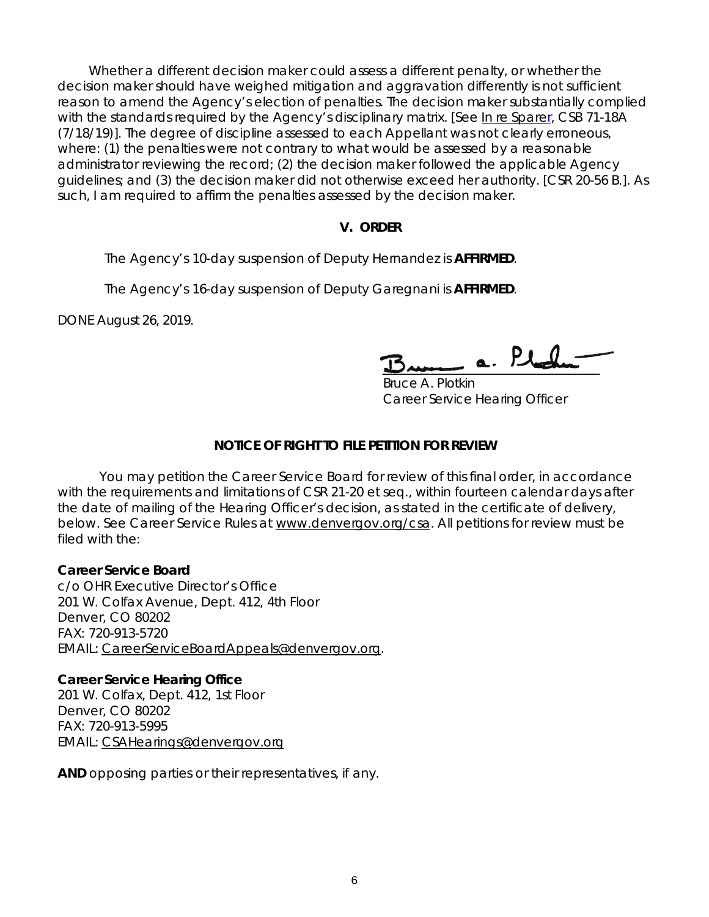Whether a different decision maker could assess a different penalty, or whether the decision maker should have weighed mitigation and aggravation differently is not sufficient reason to amend the Agency's election of penalties. The decision maker substantially complied with the standards required by the Agency's disciplinary matrix. [See In re Sparer, CSB 71-18A (7/18/19)]. The degree of discipline assessed to each Appellant was not clearly erroneous, where: (1) the penalties were not contrary to what would be assessed by a reasonable administrator reviewing the record; (2) the decision maker followed the applicable Agency guidelines; and (3) the decision maker did not otherwise exceed her authority. [CSR 20-56 B.]. As such, I am required to affirm the penalties assessed by the decision maker.

## V. ORDER

The Agency's 10-day suspension of Deputy Hernandez is **AFFIRMED**.

The Agency's 16-day suspension of Deputy Garegnani is **AFFIRMED**.

DONE August 26, 2019.

Bruce A. Plotkin
Career Service Hearing Officer

## NOTICE OF RIGHT TO FILE PETITION FOR REVIEW

You may petition the Career Service Board for review of this final order, in accordance with the requirements and limitations of CSR 21-20 et seq., within fourteen calendar days after the date of mailing of the Hearing Officer's decision, as stated in the certificate of delivery, below. See Career Service Rules at www.denvergov.org/csa. All petitions for review must be filed with the:

**Career Service Board**
c/o OHR Executive Director's Office
201 W. Colfax Avenue, Dept. 412, 4th Floor
Denver, CO 80202
FAX: 720-913-5720
EMAIL: CareerServiceBoardAppeals@denvergov.org.

**Career Service Hearing Office**
201 W. Colfax, Dept. 412, 1st Floor
Denver, CO 80202
FAX: 720-913-5995
EMAIL: CSAHearings@denvergov.org

**AND** opposing parties or their representatives, if any.